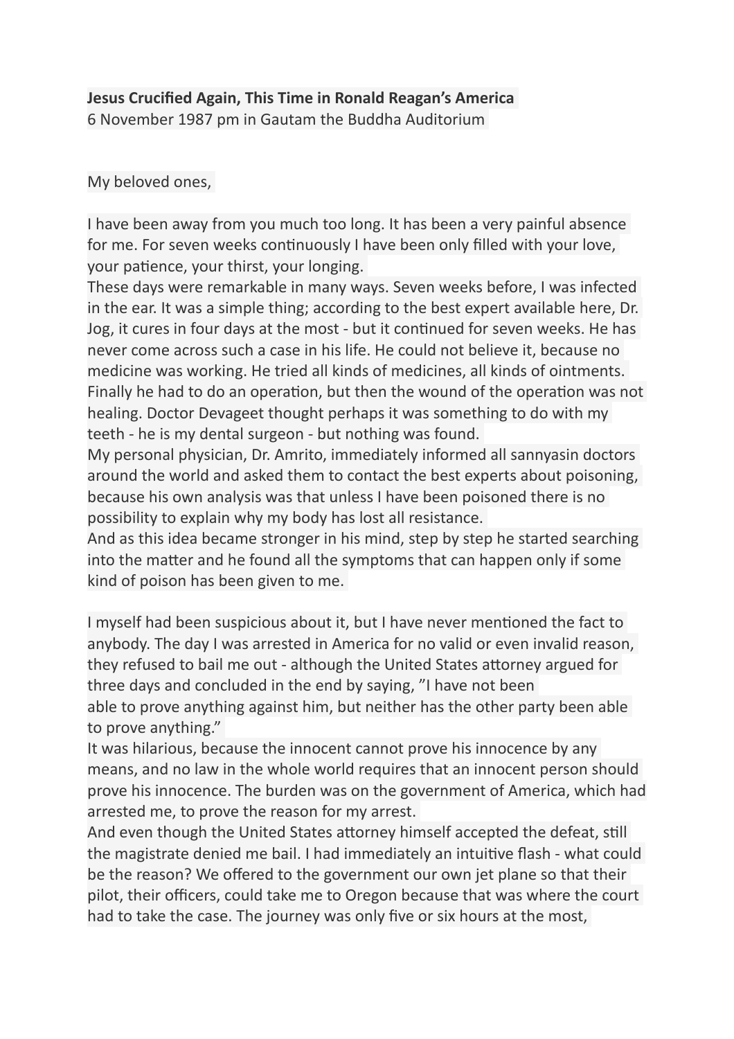**Jesus Crucified Again, This Time in Ronald Reagan's America**

6 November 1987 pm in Gautam the Buddha Auditorium

My beloved ones,

I have been away from you much too long. It has been a very painful absence for me. For seven weeks continuously I have been only filled with your love, your patience, your thirst, your longing.

These days were remarkable in many ways. Seven weeks before, I was infected in the ear. It was a simple thing; according to the best expert available here, Dr. Jog, it cures in four days at the most - but it continued for seven weeks. He has never come across such a case in his life. He could not believe it, because no medicine was working. He tried all kinds of medicines, all kinds of ointments. Finally he had to do an operation, but then the wound of the operation was not healing. Doctor Devageet thought perhaps it was something to do with my teeth - he is my dental surgeon - but nothing was found.

My personal physician, Dr. Amrito, immediately informed all sannyasin doctors around the world and asked them to contact the best experts about poisoning, because his own analysis was that unless I have been poisoned there is no possibility to explain why my body has lost all resistance.

And as this idea became stronger in his mind, step by step he started searching into the matter and he found all the symptoms that can happen only if some kind of poison has been given to me.

I myself had been suspicious about it, but I have never mentioned the fact to anybody. The day I was arrested in America for no valid or even invalid reason, they refused to bail me out - although the United States attorney argued for three days and concluded in the end by saying, "I have not been able to prove anything against him, but neither has the other party been able to prove anything."

It was hilarious, because the innocent cannot prove his innocence by any means, and no law in the whole world requires that an innocent person should prove his innocence. The burden was on the government of America, which had arrested me, to prove the reason for my arrest.

And even though the United States attorney himself accepted the defeat, still the magistrate denied me bail. I had immediately an intuitive flash - what could be the reason? We offered to the government our own jet plane so that their pilot, their officers, could take me to Oregon because that was where the court had to take the case. The journey was only five or six hours at the most,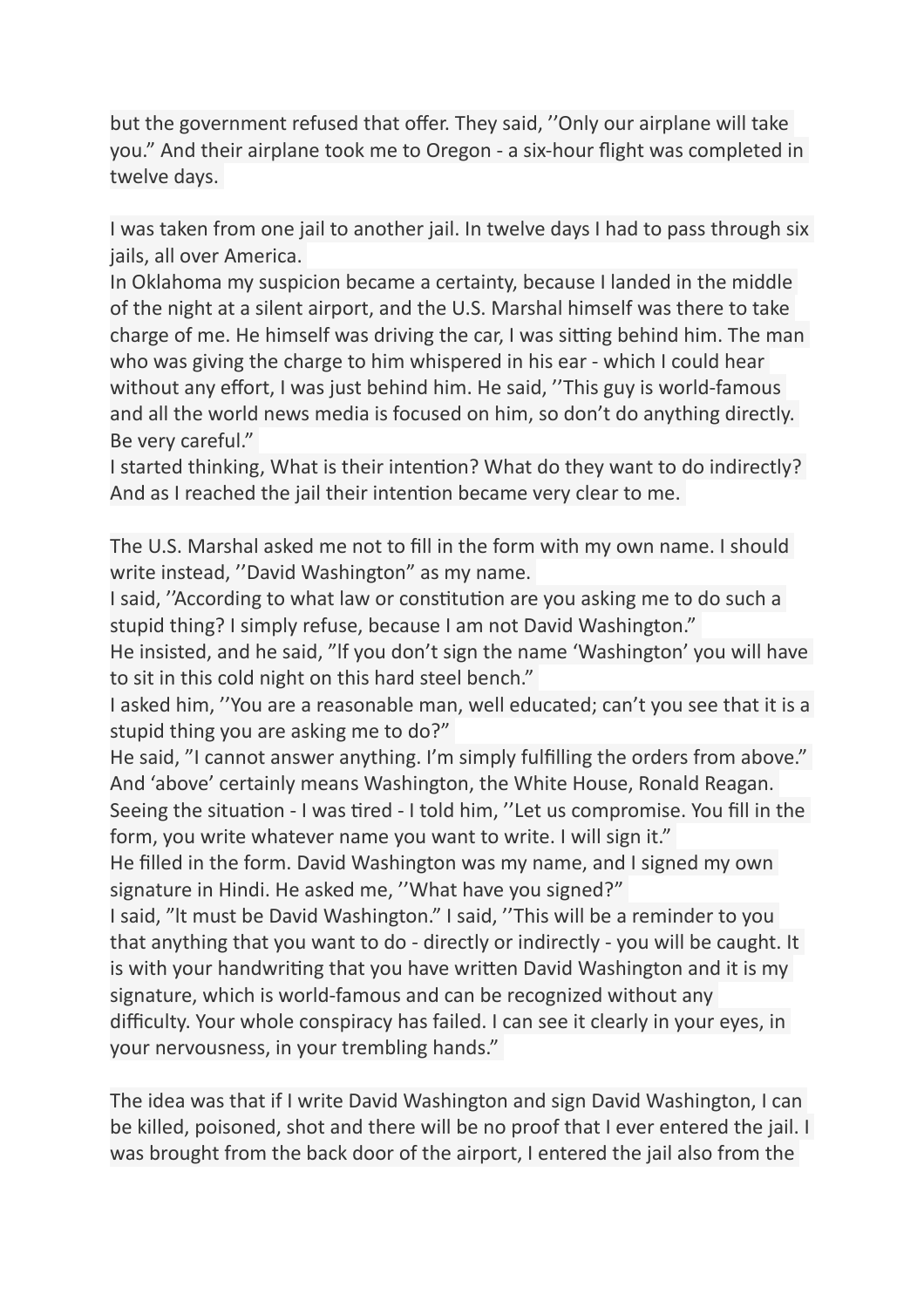but the government refused that offer. They said, ''Only our airplane will take you." And their airplane took me to Oregon - a six-hour flight was completed in twelve days.

I was taken from one jail to another jail. In twelve days I had to pass through six jails, all over America.
In Oklahoma my suspicion became a certainty, because I landed in the middle of the night at a silent airport, and the U.S. Marshal himself was there to take charge of me. He himself was driving the car, I was sitting behind him. The man who was giving the charge to him whispered in his ear - which I could hear without any effort, I was just behind him. He said, ''This guy is world-famous and all the world news media is focused on him, so don't do anything directly. Be very careful."
I started thinking, What is their intention? What do they want to do indirectly? And as I reached the jail their intention became very clear to me.

The U.S. Marshal asked me not to fill in the form with my own name. I should write instead, ''David Washington" as my name.
I said, ''According to what law or constitution are you asking me to do such a stupid thing? I simply refuse, because I am not David Washington."
He insisted, and he said, "If you don't sign the name 'Washington' you will have to sit in this cold night on this hard steel bench."
I asked him, ''You are a reasonable man, well educated; can't you see that it is a stupid thing you are asking me to do?"
He said, "I cannot answer anything. I'm simply fulfilling the orders from above." And 'above' certainly means Washington, the White House, Ronald Reagan.
Seeing the situation - I was tired - I told him, ''Let us compromise. You fill in the form, you write whatever name you want to write. I will sign it."
He filled in the form. David Washington was my name, and I signed my own signature in Hindi. He asked me, ''What have you signed?"
I said, "It must be David Washington." I said, ''This will be a reminder to you that anything that you want to do - directly or indirectly - you will be caught. It is with your handwriting that you have written David Washington and it is my signature, which is world-famous and can be recognized without any difficulty. Your whole conspiracy has failed. I can see it clearly in your eyes, in your nervousness, in your trembling hands."

The idea was that if I write David Washington and sign David Washington, I can be killed, poisoned, shot and there will be no proof that I ever entered the jail. I was brought from the back door of the airport, I entered the jail also from the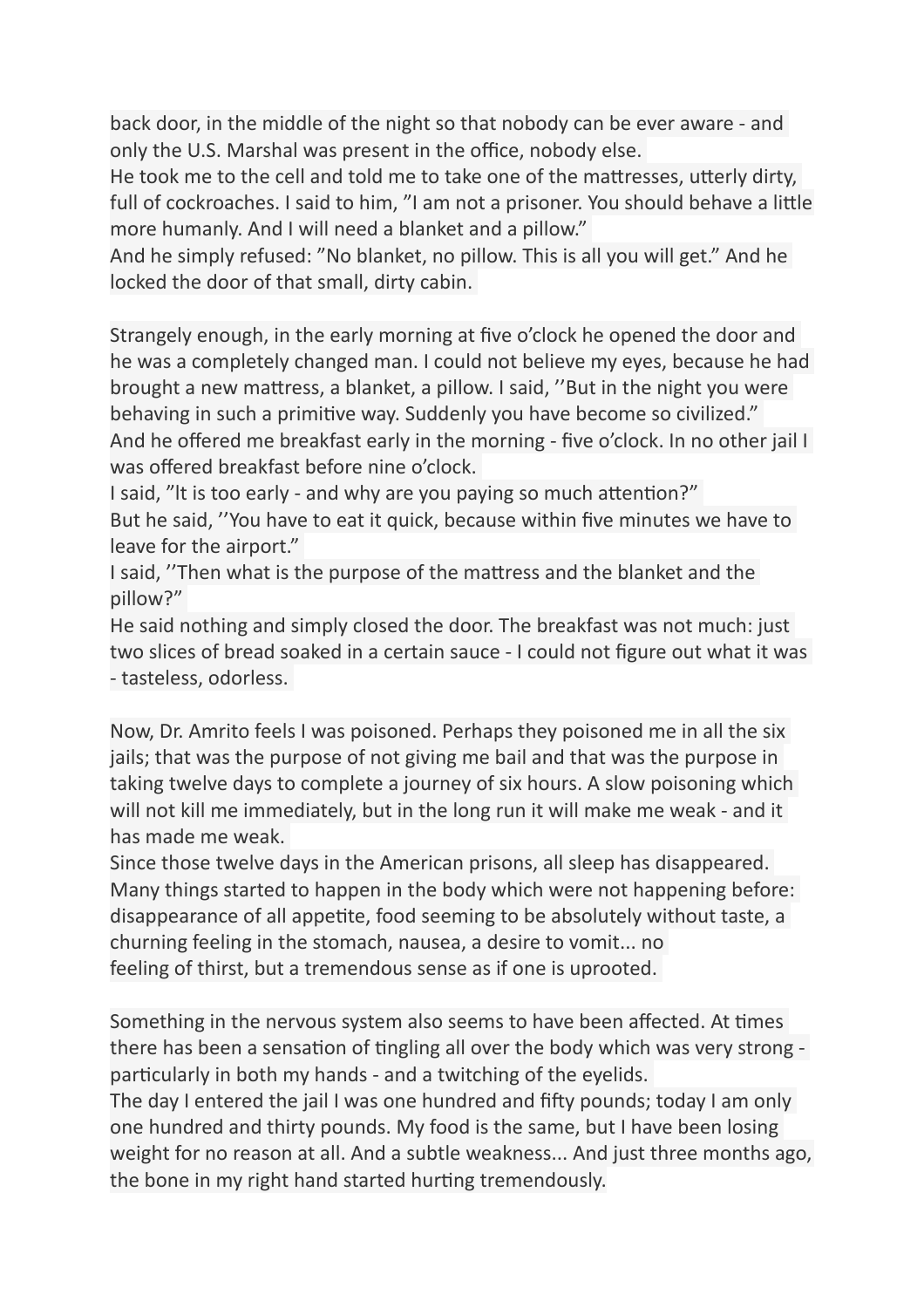back door, in the middle of the night so that nobody can be ever aware - and only the U.S. Marshal was present in the office, nobody else.
He took me to the cell and told me to take one of the mattresses, utterly dirty, full of cockroaches. I said to him, ”I am not a prisoner. You should behave a little more humanly. And I will need a blanket and a pillow.”
And he simply refused: ”No blanket, no pillow. This is all you will get.” And he locked the door of that small, dirty cabin.

Strangely enough, in the early morning at five o’clock he opened the door and he was a completely changed man. I could not believe my eyes, because he had brought a new mattress, a blanket, a pillow. I said, ’’But in the night you were behaving in such a primitive way. Suddenly you have become so civilized.”
And he offered me breakfast early in the morning - five o’clock. In no other jail I was offered breakfast before nine o’clock.
I said, ”lt is too early - and why are you paying so much attention?”
But he said, ’’You have to eat it quick, because within five minutes we have to leave for the airport.”
I said, ’’Then what is the purpose of the mattress and the blanket and the pillow?”
He said nothing and simply closed the door. The breakfast was not much: just two slices of bread soaked in a certain sauce - I could not figure out what it was - tasteless, odorless.

Now, Dr. Amrito feels I was poisoned. Perhaps they poisoned me in all the six jails; that was the purpose of not giving me bail and that was the purpose in taking twelve days to complete a journey of six hours. A slow poisoning which will not kill me immediately, but in the long run it will make me weak - and it has made me weak.
Since those twelve days in the American prisons, all sleep has disappeared. Many things started to happen in the body which were not happening before: disappearance of all appetite, food seeming to be absolutely without taste, a churning feeling in the stomach, nausea, a desire to vomit... no feeling of thirst, but a tremendous sense as if one is uprooted.

Something in the nervous system also seems to have been affected. At times there has been a sensation of tingling all over the body which was very strong - particularly in both my hands - and a twitching of the eyelids.
The day I entered the jail I was one hundred and fifty pounds; today I am only one hundred and thirty pounds. My food is the same, but I have been losing weight for no reason at all. And a subtle weakness... And just three months ago, the bone in my right hand started hurting tremendously.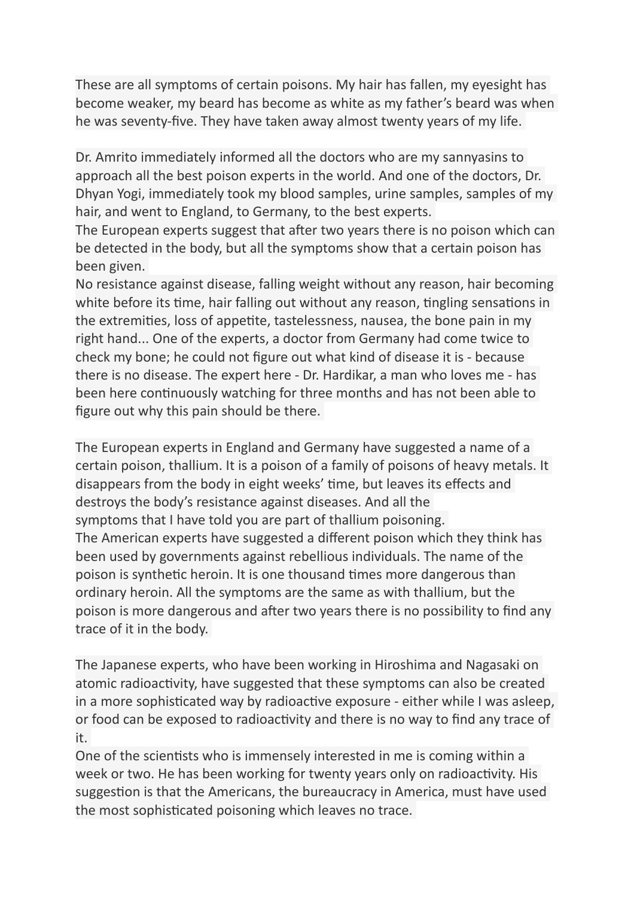These are all symptoms of certain poisons. My hair has fallen, my eyesight has become weaker, my beard has become as white as my father's beard was when he was seventy-five. They have taken away almost twenty years of my life.

Dr. Amrito immediately informed all the doctors who are my sannyasins to approach all the best poison experts in the world. And one of the doctors, Dr. Dhyan Yogi, immediately took my blood samples, urine samples, samples of my hair, and went to England, to Germany, to the best experts.

The European experts suggest that after two years there is no poison which can be detected in the body, but all the symptoms show that a certain poison has been given.

No resistance against disease, falling weight without any reason, hair becoming white before its time, hair falling out without any reason, tingling sensations in the extremities, loss of appetite, tastelessness, nausea, the bone pain in my right hand... One of the experts, a doctor from Germany had come twice to check my bone; he could not figure out what kind of disease it is - because there is no disease. The expert here - Dr. Hardikar, a man who loves me - has been here continuously watching for three months and has not been able to figure out why this pain should be there.

The European experts in England and Germany have suggested a name of a certain poison, thallium. It is a poison of a family of poisons of heavy metals. It disappears from the body in eight weeks' time, but leaves its effects and destroys the body's resistance against diseases. And all the symptoms that I have told you are part of thallium poisoning.

The American experts have suggested a different poison which they think has been used by governments against rebellious individuals. The name of the poison is synthetic heroin. It is one thousand times more dangerous than ordinary heroin. All the symptoms are the same as with thallium, but the poison is more dangerous and after two years there is no possibility to find any trace of it in the body.

The Japanese experts, who have been working in Hiroshima and Nagasaki on atomic radioactivity, have suggested that these symptoms can also be created in a more sophisticated way by radioactive exposure - either while I was asleep, or food can be exposed to radioactivity and there is no way to find any trace of it.

One of the scientists who is immensely interested in me is coming within a week or two. He has been working for twenty years only on radioactivity. His suggestion is that the Americans, the bureaucracy in America, must have used the most sophisticated poisoning which leaves no trace.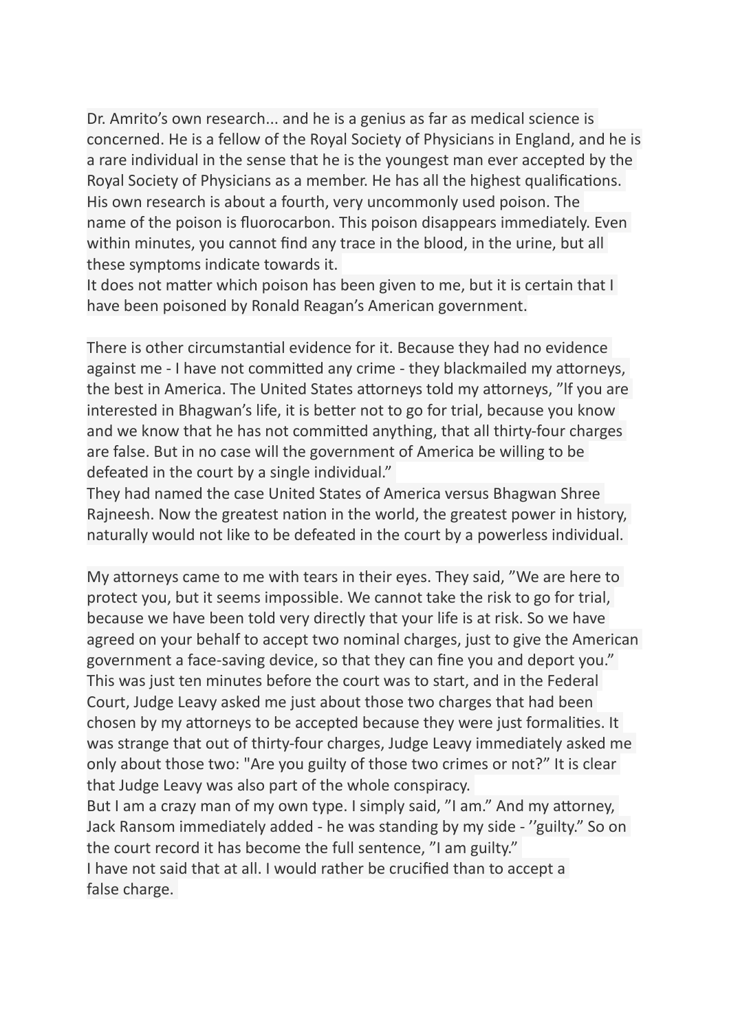Dr. Amrito's own research... and he is a genius as far as medical science is concerned. He is a fellow of the Royal Society of Physicians in England, and he is a rare individual in the sense that he is the youngest man ever accepted by the Royal Society of Physicians as a member. He has all the highest qualifications. His own research is about a fourth, very uncommonly used poison. The name of the poison is fluorocarbon. This poison disappears immediately. Even within minutes, you cannot find any trace in the blood, in the urine, but all these symptoms indicate towards it.
It does not matter which poison has been given to me, but it is certain that I have been poisoned by Ronald Reagan's American government.

There is other circumstantial evidence for it. Because they had no evidence against me - I have not committed any crime - they blackmailed my attorneys, the best in America. The United States attorneys told my attorneys, "If you are interested in Bhagwan's life, it is better not to go for trial, because you know and we know that he has not committed anything, that all thirty-four charges are false. But in no case will the government of America be willing to be defeated in the court by a single individual."
They had named the case United States of America versus Bhagwan Shree Rajneesh. Now the greatest nation in the world, the greatest power in history, naturally would not like to be defeated in the court by a powerless individual.

My attorneys came to me with tears in their eyes. They said, "We are here to protect you, but it seems impossible. We cannot take the risk to go for trial, because we have been told very directly that your life is at risk. So we have agreed on your behalf to accept two nominal charges, just to give the American government a face-saving device, so that they can fine you and deport you."
This was just ten minutes before the court was to start, and in the Federal Court, Judge Leavy asked me just about those two charges that had been chosen by my attorneys to be accepted because they were just formalities. It was strange that out of thirty-four charges, Judge Leavy immediately asked me only about those two: "Are you guilty of those two crimes or not?" It is clear that Judge Leavy was also part of the whole conspiracy.
But I am a crazy man of my own type. I simply said, "I am." And my attorney, Jack Ransom immediately added - he was standing by my side - ''guilty." So on the court record it has become the full sentence, "I am guilty."
I have not said that at all. I would rather be crucified than to accept a false charge.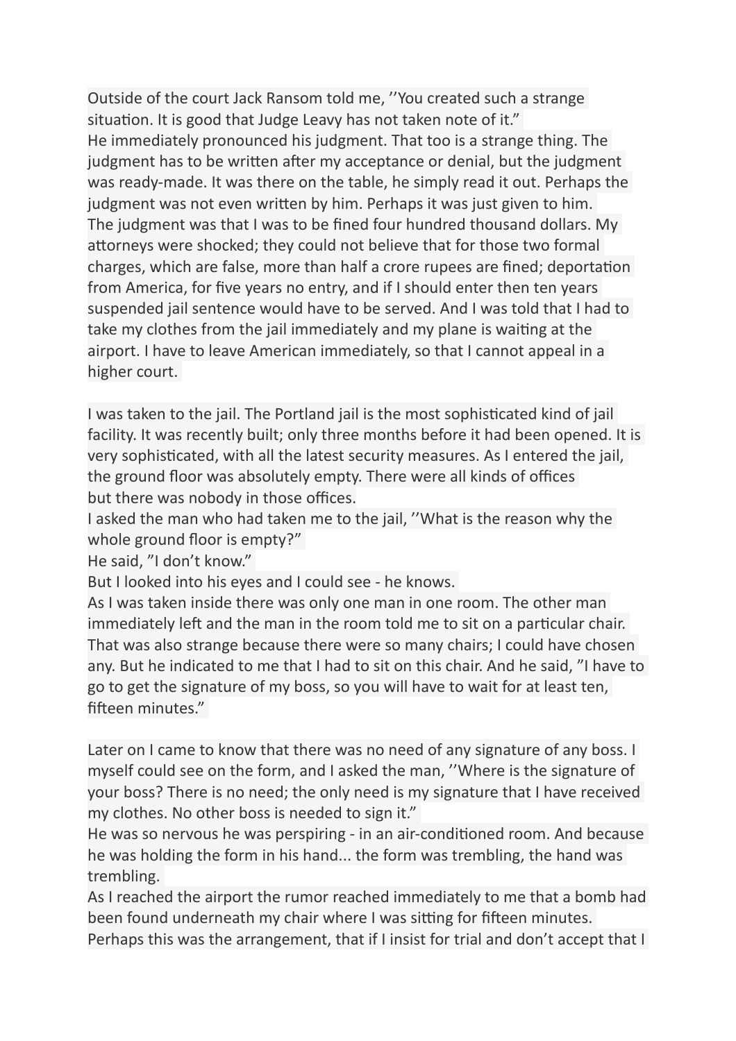Outside of the court Jack Ransom told me, ’’You created such a strange situation. It is good that Judge Leavy has not taken note of it.”
He immediately pronounced his judgment. That too is a strange thing. The judgment has to be written after my acceptance or denial, but the judgment was ready-made. It was there on the table, he simply read it out. Perhaps the judgment was not even written by him. Perhaps it was just given to him.
The judgment was that I was to be fined four hundred thousand dollars. My attorneys were shocked; they could not believe that for those two formal charges, which are false, more than half a crore rupees are fined; deportation from America, for five years no entry, and if I should enter then ten years suspended jail sentence would have to be served. And I was told that I had to take my clothes from the jail immediately and my plane is waiting at the airport. I have to leave American immediately, so that I cannot appeal in a higher court.

I was taken to the jail. The Portland jail is the most sophisticated kind of jail facility. It was recently built; only three months before it had been opened. It is very sophisticated, with all the latest security measures. As I entered the jail, the ground floor was absolutely empty. There were all kinds of offices but there was nobody in those offices.
I asked the man who had taken me to the jail, ’’What is the reason why the whole ground floor is empty?”
He said, ”I don’t know.”
But I looked into his eyes and I could see - he knows.
As I was taken inside there was only one man in one room. The other man immediately left and the man in the room told me to sit on a particular chair. That was also strange because there were so many chairs; I could have chosen any. But he indicated to me that I had to sit on this chair. And he said, ”I have to go to get the signature of my boss, so you will have to wait for at least ten, fifteen minutes.”

Later on I came to know that there was no need of any signature of any boss. I myself could see on the form, and I asked the man, ’’Where is the signature of your boss? There is no need; the only need is my signature that I have received my clothes. No other boss is needed to sign it.”
He was so nervous he was perspiring - in an air-conditioned room. And because he was holding the form in his hand... the form was trembling, the hand was trembling.
As I reached the airport the rumor reached immediately to me that a bomb had been found underneath my chair where I was sitting for fifteen minutes. Perhaps this was the arrangement, that if I insist for trial and don’t accept that I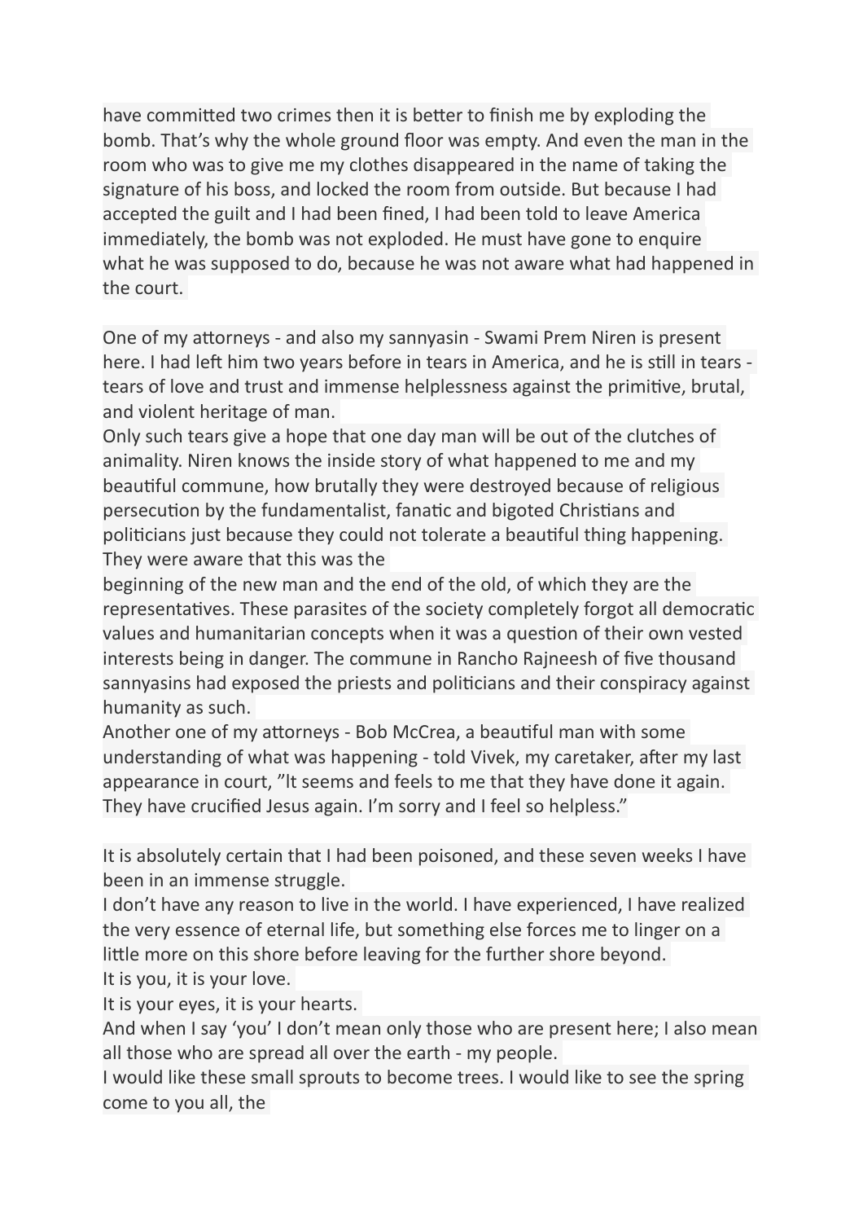have committed two crimes then it is better to finish me by exploding the bomb. That's why the whole ground floor was empty. And even the man in the room who was to give me my clothes disappeared in the name of taking the signature of his boss, and locked the room from outside. But because I had accepted the guilt and I had been fined, I had been told to leave America immediately, the bomb was not exploded. He must have gone to enquire what he was supposed to do, because he was not aware what had happened in the court.

One of my attorneys - and also my sannyasin - Swami Prem Niren is present here. I had left him two years before in tears in America, and he is still in tears - tears of love and trust and immense helplessness against the primitive, brutal, and violent heritage of man.

Only such tears give a hope that one day man will be out of the clutches of animality. Niren knows the inside story of what happened to me and my beautiful commune, how brutally they were destroyed because of religious persecution by the fundamentalist, fanatic and bigoted Christians and politicians just because they could not tolerate a beautiful thing happening. They were aware that this was the beginning of the new man and the end of the old, of which they are the representatives. These parasites of the society completely forgot all democratic values and humanitarian concepts when it was a question of their own vested interests being in danger. The commune in Rancho Rajneesh of five thousand sannyasins had exposed the priests and politicians and their conspiracy against humanity as such.

Another one of my attorneys - Bob McCrea, a beautiful man with some understanding of what was happening - told Vivek, my caretaker, after my last appearance in court, "It seems and feels to me that they have done it again. They have crucified Jesus again. I'm sorry and I feel so helpless."

It is absolutely certain that I had been poisoned, and these seven weeks I have been in an immense struggle.

I don't have any reason to live in the world. I have experienced, I have realized the very essence of eternal life, but something else forces me to linger on a little more on this shore before leaving for the further shore beyond.

It is you, it is your love.

It is your eyes, it is your hearts.

And when I say 'you' I don't mean only those who are present here; I also mean all those who are spread all over the earth - my people.

I would like these small sprouts to become trees. I would like to see the spring come to you all, the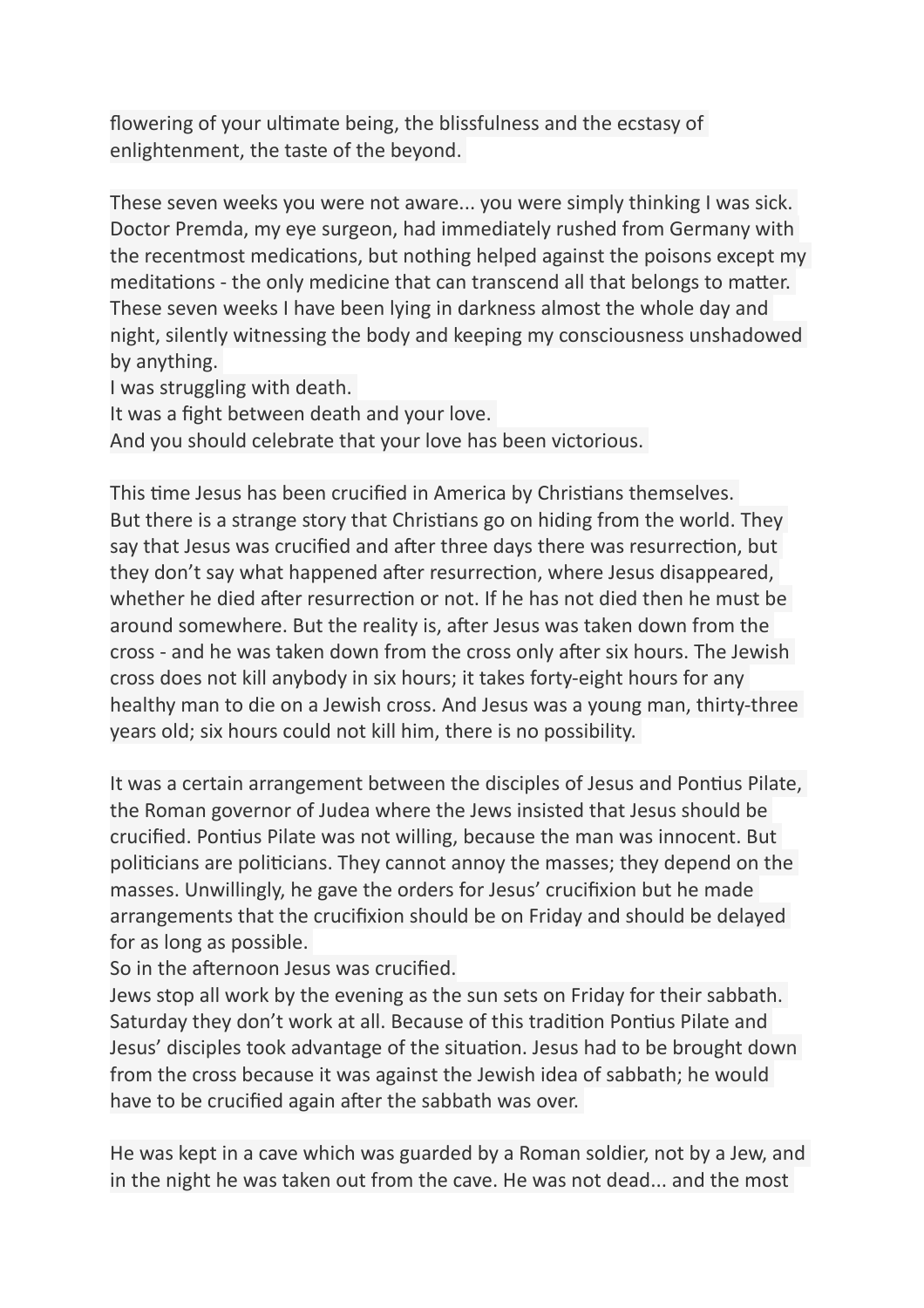flowering of your ultimate being, the blissfulness and the ecstasy of enlightenment, the taste of the beyond.

These seven weeks you were not aware... you were simply thinking I was sick. Doctor Premda, my eye surgeon, had immediately rushed from Germany with the recentmost medications, but nothing helped against the poisons except my meditations - the only medicine that can transcend all that belongs to matter. These seven weeks I have been lying in darkness almost the whole day and night, silently witnessing the body and keeping my consciousness unshadowed by anything.
I was struggling with death.
It was a fight between death and your love.
And you should celebrate that your love has been victorious.

This time Jesus has been crucified in America by Christians themselves.
But there is a strange story that Christians go on hiding from the world. They say that Jesus was crucified and after three days there was resurrection, but they don't say what happened after resurrection, where Jesus disappeared, whether he died after resurrection or not. If he has not died then he must be around somewhere. But the reality is, after Jesus was taken down from the cross - and he was taken down from the cross only after six hours. The Jewish cross does not kill anybody in six hours; it takes forty-eight hours for any healthy man to die on a Jewish cross. And Jesus was a young man, thirty-three years old; six hours could not kill him, there is no possibility.

It was a certain arrangement between the disciples of Jesus and Pontius Pilate, the Roman governor of Judea where the Jews insisted that Jesus should be crucified. Pontius Pilate was not willing, because the man was innocent. But politicians are politicians. They cannot annoy the masses; they depend on the masses. Unwillingly, he gave the orders for Jesus' crucifixion but he made arrangements that the crucifixion should be on Friday and should be delayed for as long as possible.
So in the afternoon Jesus was crucified.
Jews stop all work by the evening as the sun sets on Friday for their sabbath. Saturday they don't work at all. Because of this tradition Pontius Pilate and Jesus' disciples took advantage of the situation. Jesus had to be brought down from the cross because it was against the Jewish idea of sabbath; he would have to be crucified again after the sabbath was over.

He was kept in a cave which was guarded by a Roman soldier, not by a Jew, and in the night he was taken out from the cave. He was not dead... and the most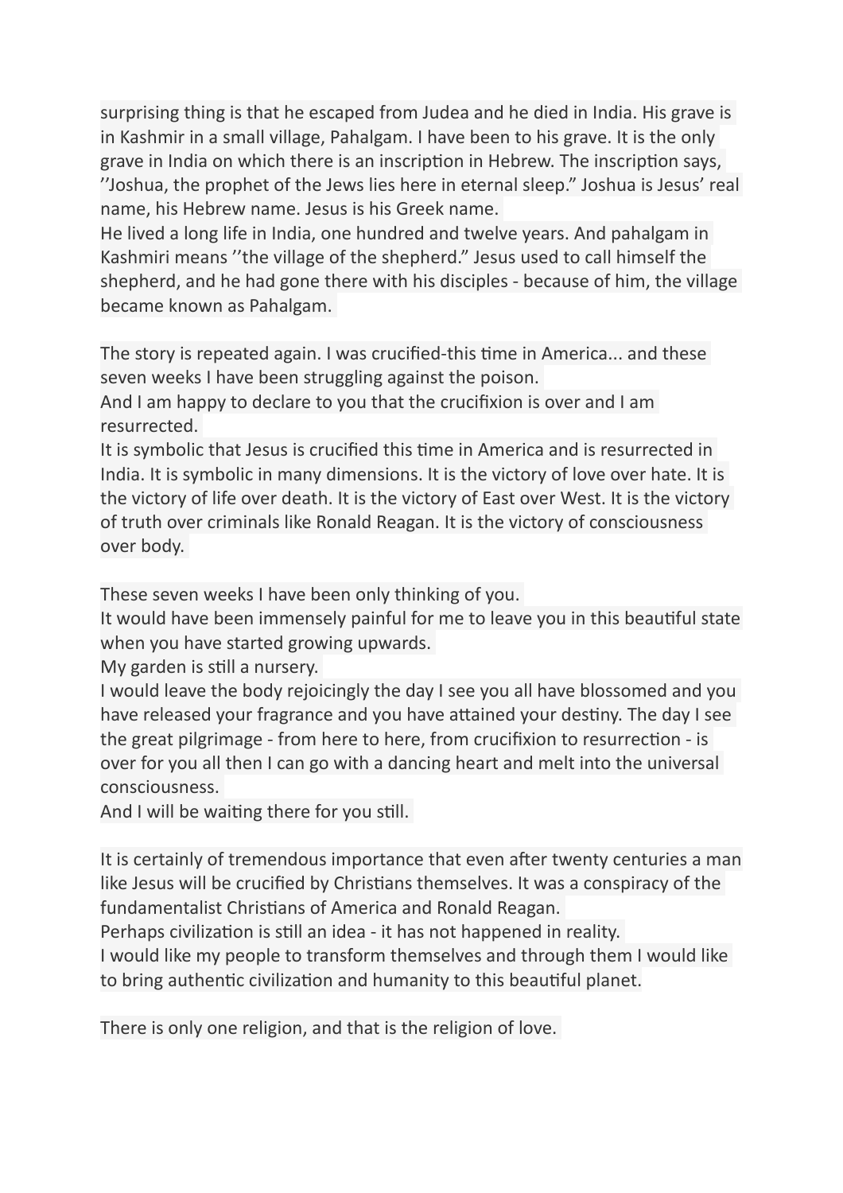surprising thing is that he escaped from Judea and he died in India. His grave is in Kashmir in a small village, Pahalgam. I have been to his grave. It is the only grave in India on which there is an inscription in Hebrew. The inscription says, ''Joshua, the prophet of the Jews lies here in eternal sleep." Joshua is Jesus' real name, his Hebrew name. Jesus is his Greek name.
He lived a long life in India, one hundred and twelve years. And pahalgam in Kashmiri means ''the village of the shepherd." Jesus used to call himself the shepherd, and he had gone there with his disciples - because of him, the village became known as Pahalgam.

The story is repeated again. I was crucified-this time in America... and these seven weeks I have been struggling against the poison.
And I am happy to declare to you that the crucifixion is over and I am resurrected.
It is symbolic that Jesus is crucified this time in America and is resurrected in India. It is symbolic in many dimensions. It is the victory of love over hate. It is the victory of life over death. It is the victory of East over West. It is the victory of truth over criminals like Ronald Reagan. It is the victory of consciousness over body.

These seven weeks I have been only thinking of you.
It would have been immensely painful for me to leave you in this beautiful state when you have started growing upwards.
My garden is still a nursery.
I would leave the body rejoicingly the day I see you all have blossomed and you have released your fragrance and you have attained your destiny. The day I see the great pilgrimage - from here to here, from crucifixion to resurrection - is over for you all then I can go with a dancing heart and melt into the universal consciousness.
And I will be waiting there for you still.

It is certainly of tremendous importance that even after twenty centuries a man like Jesus will be crucified by Christians themselves. It was a conspiracy of the fundamentalist Christians of America and Ronald Reagan.
Perhaps civilization is still an idea - it has not happened in reality.
I would like my people to transform themselves and through them I would like to bring authentic civilization and humanity to this beautiful planet.

There is only one religion, and that is the religion of love.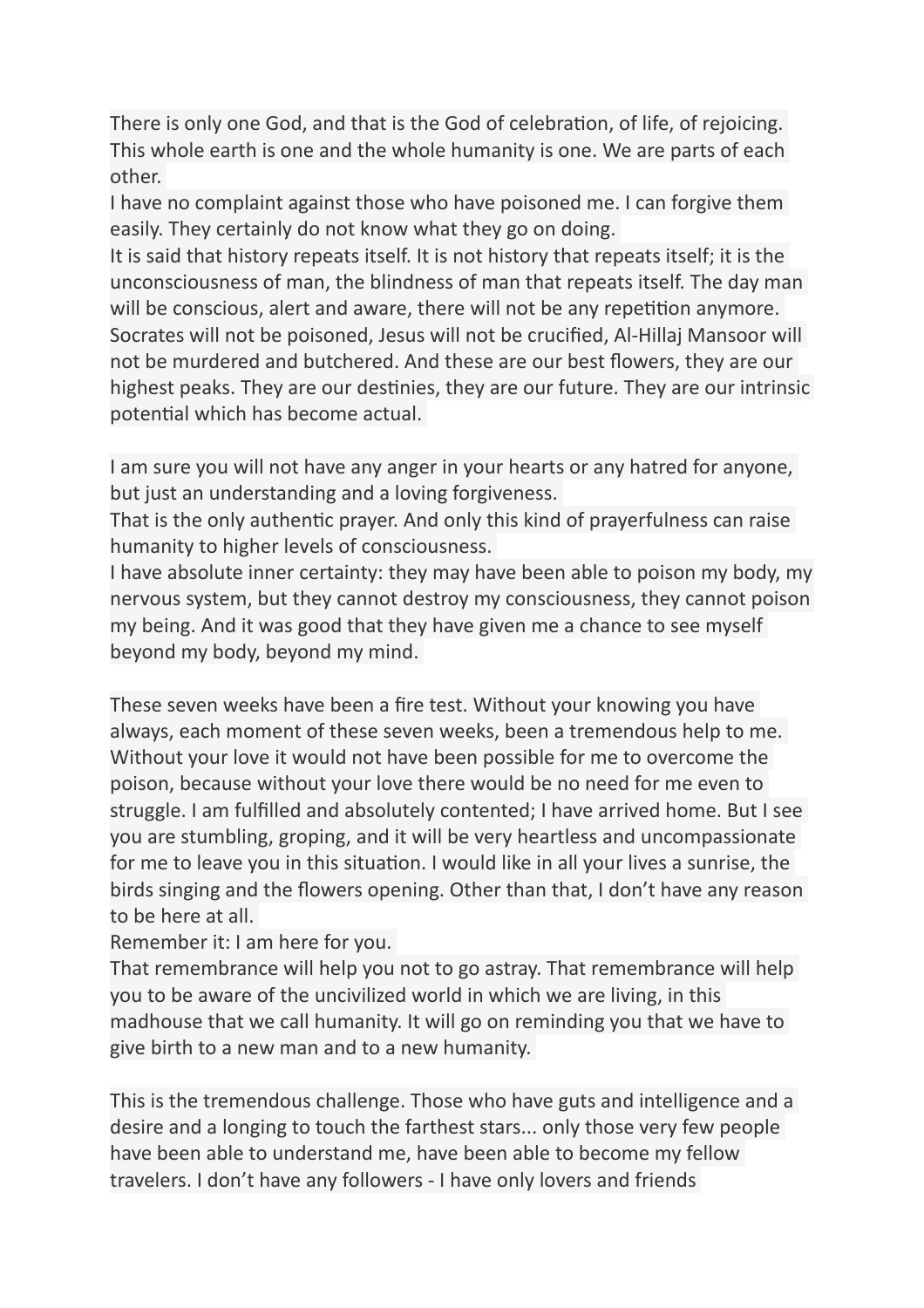There is only one God, and that is the God of celebration, of life, of rejoicing. This whole earth is one and the whole humanity is one. We are parts of each other.

I have no complaint against those who have poisoned me. I can forgive them easily. They certainly do not know what they go on doing.

It is said that history repeats itself. It is not history that repeats itself; it is the unconsciousness of man, the blindness of man that repeats itself. The day man will be conscious, alert and aware, there will not be any repetition anymore. Socrates will not be poisoned, Jesus will not be crucified, Al-Hillaj Mansoor will not be murdered and butchered. And these are our best flowers, they are our highest peaks. They are our destinies, they are our future. They are our intrinsic potential which has become actual.

I am sure you will not have any anger in your hearts or any hatred for anyone, but just an understanding and a loving forgiveness.

That is the only authentic prayer. And only this kind of prayerfulness can raise humanity to higher levels of consciousness.

I have absolute inner certainty: they may have been able to poison my body, my nervous system, but they cannot destroy my consciousness, they cannot poison my being. And it was good that they have given me a chance to see myself beyond my body, beyond my mind.

These seven weeks have been a fire test. Without your knowing you have always, each moment of these seven weeks, been a tremendous help to me. Without your love it would not have been possible for me to overcome the poison, because without your love there would be no need for me even to struggle. I am fulfilled and absolutely contented; I have arrived home. But I see you are stumbling, groping, and it will be very heartless and uncompassionate for me to leave you in this situation. I would like in all your lives a sunrise, the birds singing and the flowers opening. Other than that, I don't have any reason to be here at all.

Remember it: I am here for you.

That remembrance will help you not to go astray. That remembrance will help you to be aware of the uncivilized world in which we are living, in this madhouse that we call humanity. It will go on reminding you that we have to give birth to a new man and to a new humanity.

This is the tremendous challenge. Those who have guts and intelligence and a desire and a longing to touch the farthest stars... only those very few people have been able to understand me, have been able to become my fellow travelers. I don't have any followers - I have only lovers and friends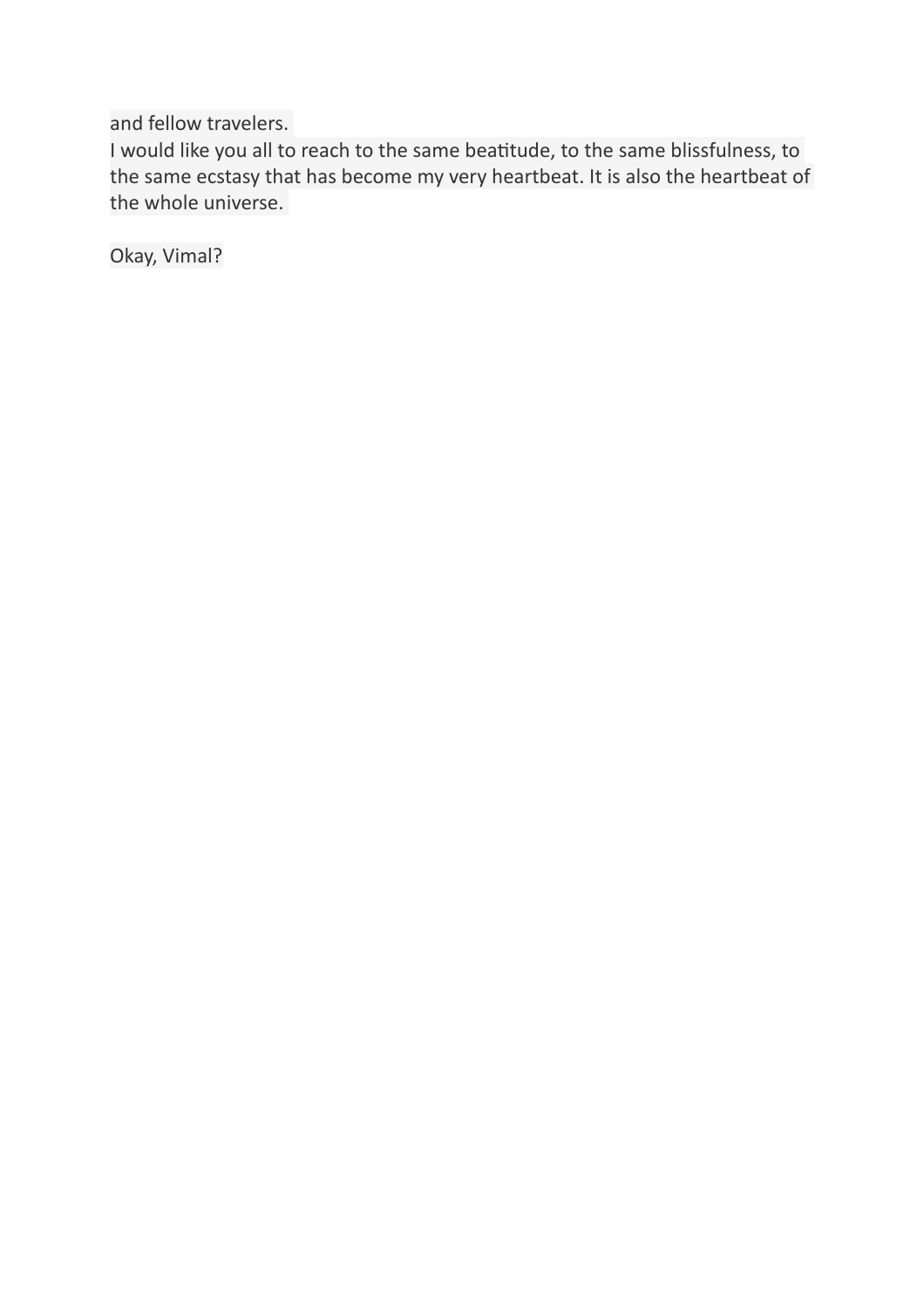and fellow travelers.
I would like you all to reach to the same beatitude, to the same blissfulness, to the same ecstasy that has become my very heartbeat. It is also the heartbeat of the whole universe.

Okay, Vimal?